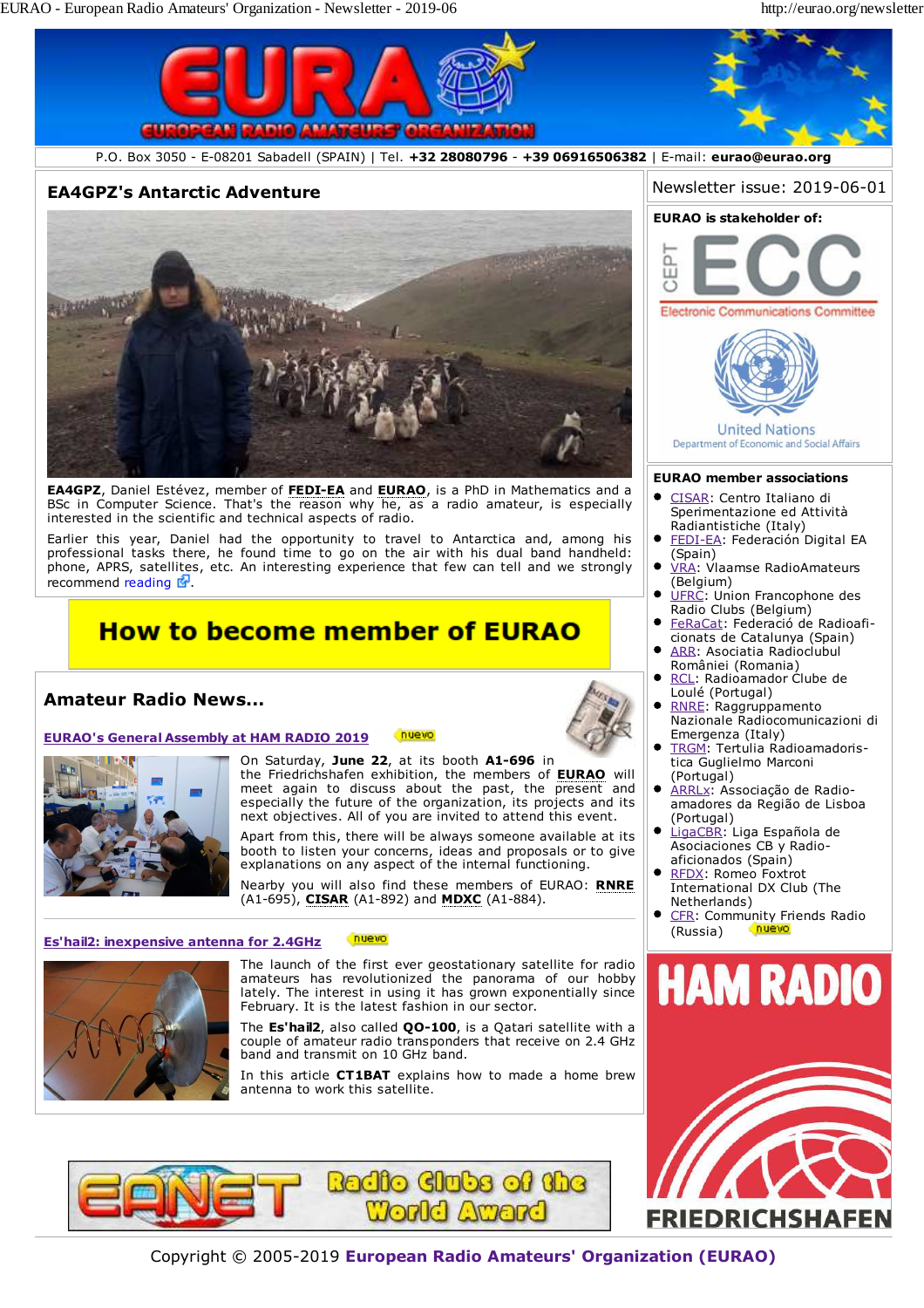P.O. Box 3050 - E-08201 Sabadell (SPAIN) | Tel. **+32 28080796** - **+39 06916506382** | E-mail: **eurao@eurao.org**

## EA4GPZ's Antarctic Adventure

**EA4GPZ**, Daniel Estévez, member of **FEDI-EA** and **EURAO**, is a PhD in Mathematics and a BSc in Computer Science. That's the reason why he, as a radio amateur, is especially interested in the scientific and technical aspects of radio.

Earlier this year, Daniel had the opportunity to travel to Antarctica and, among his professional tasks there, he found time to go on the air with his dual band handheld: phone, APRS, satellites, etc. An interesting experience that few can tell and we strongly recommend reading.

**How to become member of EURAO**

## Amateur Radio News...

### EURAO's General Assembly at HAM RADIO 2019 (nuevo)

On Saturday, **June 22**, at its booth **A1-696** in the Friedrichshafen exhibition, the members of **EURAO** will meet again to discuss about the past, the present and especially the future of the organization, its projects and its next objectives. All of you are invited to attend this event.

Apart from this, there will be always someone available at its booth to listen your concerns, ideas and proposals or to give explanations on any aspect of the internal functioning.

Nearby you will also find these members of EURAO: **RNRE** (A1-695), **CISAR** (A1-892) and **MDXC** (A1-884).

### Es'hail2: inexpensive antenna for 2.4GHz (nuevo)

The launch of the first ever geostationary satellite for radio amateurs has revolutionized the panorama of our hobby lately. The interest in using it has grown exponentially since February. It is the latest fashion in our sector.

The **Es'hail2**, also called **QO-100**, is a Qatari satellite with a couple of amateur radio transponders that receive on 2.4 GHz band and transmit on 10 GHz band.

In this article **CT1BAT** explains how to made a home brew antenna to work this satellite.

Newsletter issue: 2019-06-01

**EURAO is stakeholder of:**

CEPT ECC Electronic Communications Committee

United Nations Department of Economic and Social Affairs

**EURAO member associations**

- CISAR: Centro Italiano di Sperimentazione ed Attività Radiantistiche (Italy)
- FEDI-EA: Federación Digital EA (Spain)
- VRA: Vlaamse RadioAmateurs (Belgium)
- UFRC: Union Francophone des Radio Clubs (Belgium)
- FeRaCat: Federació de Radioaficionats de Catalunya (Spain)
- ARR: Asociatia Radioclubul României (Romania)
- RCL: Radioamador Clube de Loulé (Portugal)
- RNRE: Raggruppamento Nazionale Radiocomunicazioni di Emergenza (Italy)
- TRGM: Tertulia Radioamadorística Guglielmo Marconi (Portugal)
- ARRLx: Associação de Radioamadores da Região de Lisboa (Portugal)
- LigaCBR: Liga Española de Asociaciones CB y Radioaficionados (Spain)
- RFDX: Romeo Foxtrot International DX Club (The Netherlands)
- CFR: Community Friends Radio (Russia) (nuevo)

HAM RADIO FRIEDRICHSHAFEN

EANET Radio Clubs of the World Award

Copyright © 2005-2019 **European Radio Amateurs' Organization (EURAO)**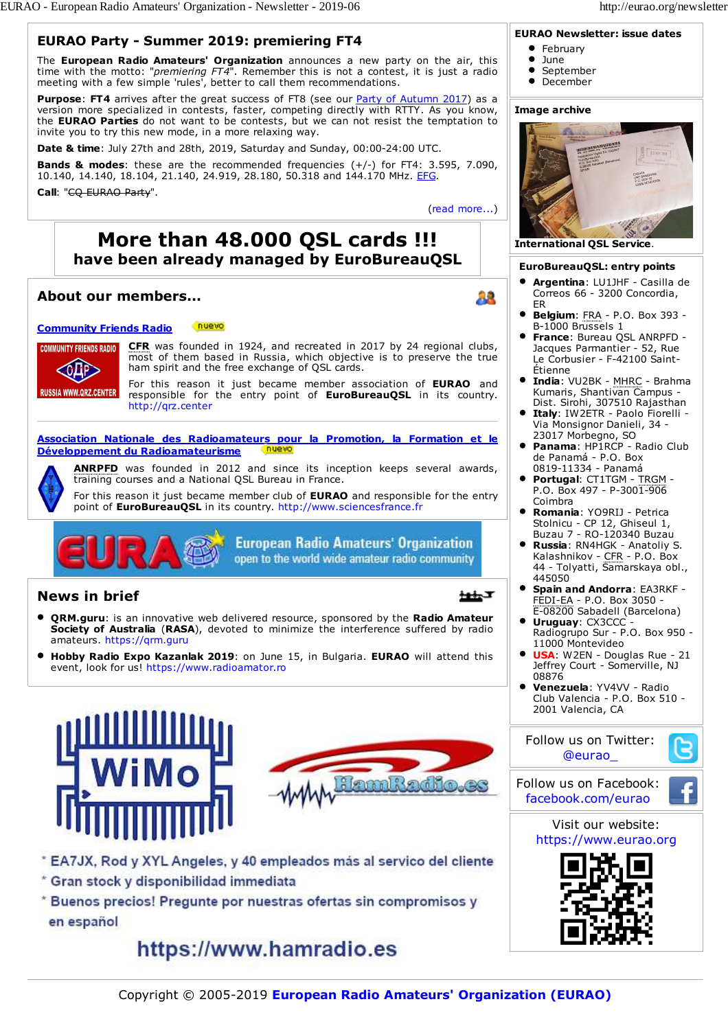## EURAO Party - Summer 2019: premiering FT4

The **European Radio Amateurs' Organization** announces a new party on the air, this time with the motto: "*premiering FT4*". Remember this is not a contest, it is just a radio meeting with a few simple 'rules', better to call them recommendations.

**Purpose**: **FT4** arrives after the great success of FT8 (see our Party of Autumn 2017) as a version more specialized in contests, faster, competing directly with RTTY. As you know, the **EURAO Parties** do not want to be contests, but we can not resist the temptation to invite you to try this new mode, in a more relaxing way.

**Date & time**: July 27th and 28th, 2019, Saturday and Sunday, 00:00-24:00 UTC.

**Bands & modes**: these are the recommended frequencies (+/-) for FT4: 3.595, 7.090, 10.140, 14.140, 18.104, 21.140, 24.919, 28.180, 50.318 and 144.170 MHz. EFG.

**Call**: "~~CQ EURAO Party~~".

(read more...)

# More than 48.000 QSL cards !!!
## have been already managed by EuroBureauQSL

## About our members...

**Community Friends Radio** nuevo

**CFR** was founded in 1924, and recreated in 2017 by 24 regional clubs, most of them based in Russia, which objective is to preserve the true ham spirit and the free exchange of QSL cards.

For this reason it just became member association of **EURAO** and responsible for the entry point of **EuroBureauQSL** in its country. http://qrz.center

**Association Nationale des Radioamateurs pour la Promotion, la Formation et le Développement du Radioamateurisme** nuevo

**ANRPFD** was founded in 2012 and since its inception keeps several awards, training courses and a National QSL Bureau in France.

For this reason it just became member club of **EURAO** and responsible for the entry point of **EuroBureauQSL** in its country. http://www.sciencesfrance.fr

## News in brief

- **QRM.guru**: is an innovative web delivered resource, sponsored by the **Radio Amateur Society of Australia** (**RASA**), devoted to minimize the interference suffered by radio amateurs. https://qrm.guru
- **Hobby Expo Kazanlak 2019**: on June 15, in Bulgaria. **EURAO** will attend this event, look for us! https://www.radioamator.ro

* EA7JX, Rod y XYL Angeles, y 40 empleados más al servico del cliente
* Gran stock y disponibilidad immediata
* Buenos precios! Pregunte por nuestras ofertas sin compromisos y en español

https://www.hamradio.es

### EURAO Newsletter: issue dates

- February
- June
- September
- December

### Image archive

International QSL Service.

### EuroBureauQSL: entry points

- **Argentina**: LU1JHF - Casilla de Correos 66 - 3200 Concordia, ER
- **Belgium**: FRA - P.O. Box 393 - B-1000 Brussels 1
- **France**: Bureau QSL ANRPFD - Jacques Parmantier - 52, Rue Le Corbusier - F-42100 Saint-Étienne
- **India**: VU2BK - MHRC - Brahma Kumaris, Shantivan Campus - Dist. Sirohi, 307510 Rajasthan
- **Italy**: IW2ETR - Paolo Fiorelli - Via Monsignor Danieli, 34 - 23017 Morbegno, SO
- **Panama**: HP1RCP - Radio Club de Panamá - P.O. Box 0819-11334 - Panamá
- **Portugal**: CT1TGM - TRGM - P.O. Box 497 - P-3001-906 Coimbra
- **Romania**: YO9RIJ - Petrica Stolnicu - CP 12, Ghiseul 1, Buzau 7 - RO-120340 Buzau
- **Russia**: RN4HGK - Anatoliy S. Kalashnikov - CFR - P.O. Box 44 - Tolyatti, Samarskaya obl., 445050
- **Spain and Andorra**: EA3RKF - FEDI-EA - P.O. Box 3050 - E-08200 Sabadell (Barcelona)
- **Uruguay**: CX3CCC - Radiogrupo Sur - P.O. Box 950 - 11000 Montevideo
- **USA**: W2EN - Douglas Rue - 21 Jeffrey Court - Somerville, NJ 08876
- **Venezuela**: YV4VV - Radio Club Valencia - P.O. Box 510 - 2001 Valencia, CA

Follow us on Twitter: @eurao_

Follow us on Facebook: facebook.com/eurao

Visit our website: https://www.eurao.org

Copyright © 2005-2019 **European Radio Amateurs' Organization (EURAO)**